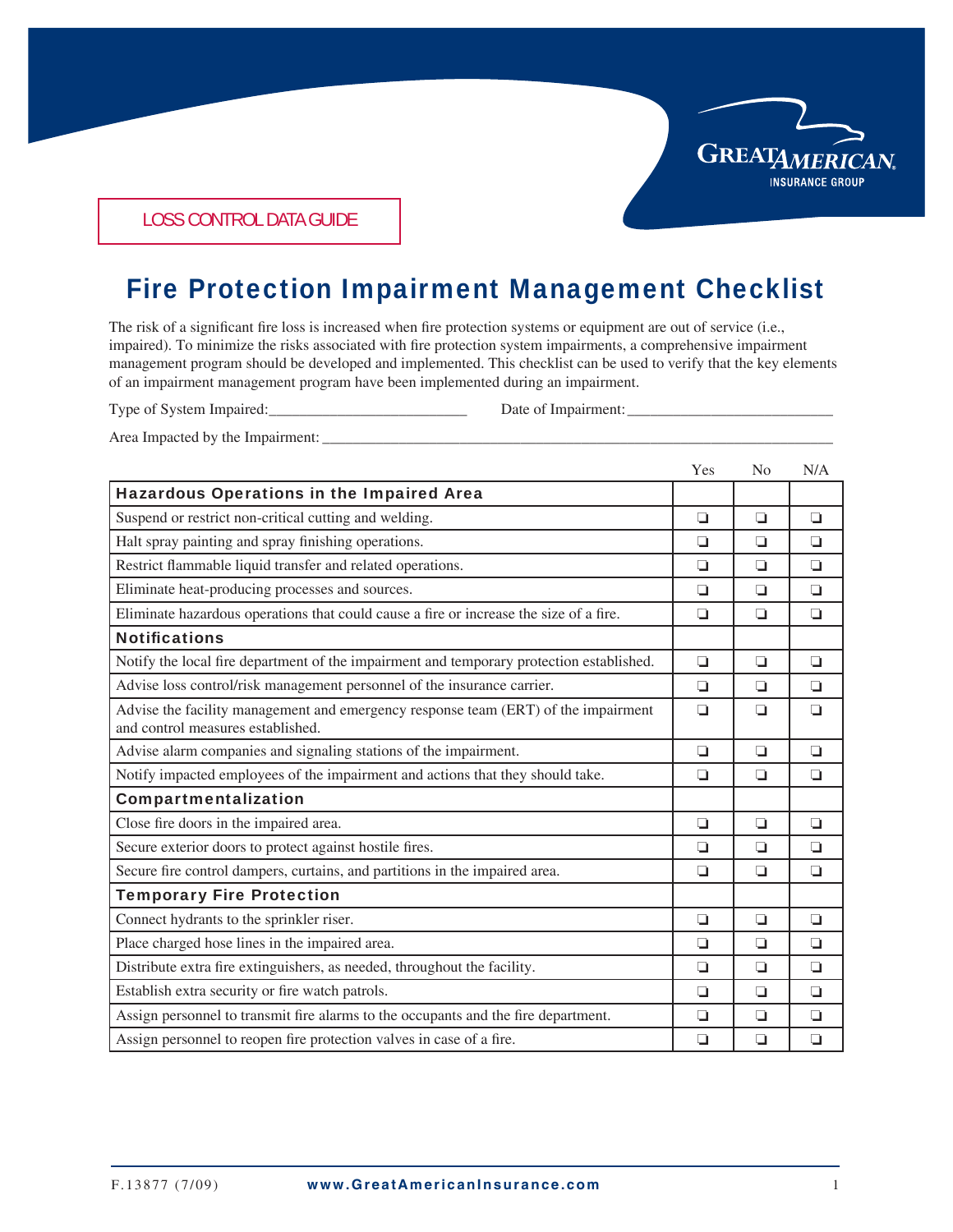LOSS CONTROL DATA GUIDE

# Fire Protection Impairment Management Checklist

The risk of a significant fire loss is increased when fire protection systems or equipment are out of service (i.e., impaired). To minimize the risks associated with fire protection system impairments, a comprehensive impairment management program should be developed and implemented. This checklist can be used to verify that the key elements of an impairment management program have been implemented during an impairment.

Type of System Impaired:__________________________ Date of Impairment:___________________________

Area Impacted by the Impairment:_____________________________________________________________

| | Yes | No | N/A |
|---|---|---|---|
| **Hazardous Operations in the Impaired Area** | | | |
| Suspend or restrict non-critical cutting and welding. | ❏ | ❏ | ❏ |
| Halt spray painting and spray finishing operations. | ❏ | ❏ | ❏ |
| Restrict flammable liquid transfer and related operations. | ❏ | ❏ | ❏ |
| Eliminate heat-producing processes and sources. | ❏ | ❏ | ❏ |
| Eliminate hazardous operations that could cause a fire or increase the size of a fire. | ❏ | ❏ | ❏ |
| **Notifications** | | | |
| Notify the local fire department of the impairment and temporary protection established. | ❏ | ❏ | ❏ |
| Advise loss control/risk management personnel of the insurance carrier. | ❏ | ❏ | ❏ |
| Advise the facility management and emergency response team (ERT) of the impairment and control measures established. | ❏ | ❏ | ❏ |
| Advise alarm companies and signaling stations of the impairment. | ❏ | ❏ | ❏ |
| Notify impacted employees of the impairment and actions that they should take. | ❏ | ❏ | ❏ |
| **Compartmentalization** | | | |
| Close fire doors in the impaired area. | ❏ | ❏ | ❏ |
| Secure exterior doors to protect against hostile fires. | ❏ | ❏ | ❏ |
| Secure fire control dampers, curtains, and partitions in the impaired area. | ❏ | ❏ | ❏ |
| **Temporary Fire Protection** | | | |
| Connect hydrants to the sprinkler riser. | ❏ | ❏ | ❏ |
| Place charged hose lines in the impaired area. | ❏ | ❏ | ❏ |
| Distribute extra fire extinguishers, as needed, throughout the facility. | ❏ | ❏ | ❏ |
| Establish extra security or fire watch patrols. | ❏ | ❏ | ❏ |
| Assign personnel to transmit fire alarms to the occupants and the fire department. | ❏ | ❏ | ❏ |
| Assign personnel to reopen fire protection valves in case of a fire. | ❏ | ❏ | ❏ |

F.13877 (7/09) www.GreatAmericanInsurance.com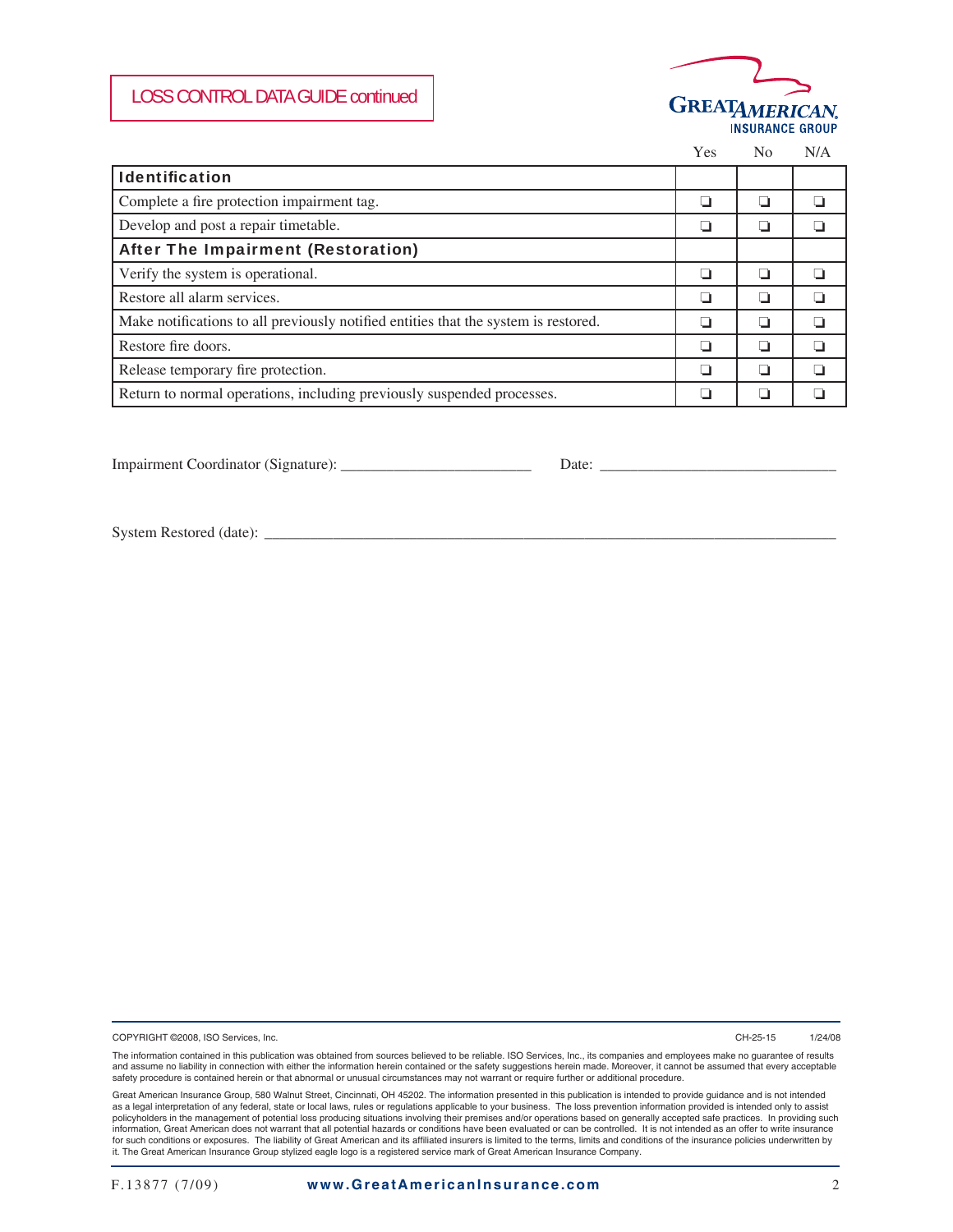LOSS CONTROL DATA GUIDE continued

| | Yes | No | N/A |
|---|---|---|---|
| **Identification** | | | |
| Complete a fire protection impairment tag. | ❑ | ❑ | ❑ |
| Develop and post a repair timetable. | ❑ | ❑ | ❑ |
| **After The Impairment (Restoration)** | | | |
| Verify the system is operational. | ❑ | ❑ | ❑ |
| Restore all alarm services. | ❑ | ❑ | ❑ |
| Make notifications to all previously notified entities that the system is restored. | ❑ | ❑ | ❑ |
| Restore fire doors. | ❑ | ❑ | ❑ |
| Release temporary fire protection. | ❑ | ❑ | ❑ |
| Return to normal operations, including previously suspended processes. | ❑ | ❑ | ❑ |

Impairment Coordinator (Signature): ________________________ Date: ______________________________

System Restored (date): ______________________________________________________________________

COPYRIGHT ©2008, ISO Services, Inc. CH-25-15 1/24/08

The information contained in this publication was obtained from sources believed to be reliable. ISO Services, Inc., its companies and employees make no guarantee of results and assume no liability in connection with either the information herein contained or the safety suggestions herein made. Moreover, it cannot be assumed that every acceptable safety procedure is contained herein or that abnormal or unusual circumstances may not warrant or require further or additional procedure.

Great American Insurance Group, 580 Walnut Street, Cincinnati, OH 45202. The information presented in this publication is intended to provide guidance and is not intended as a legal interpretation of any federal, state or local laws, rules or regulations applicable to your business. The loss prevention information provided is intended only to assist policyholders in the management of potential loss producing situations involving their premises and/or operations based on generally accepted safe practices. In providing such information, Great American does not warrant that all potential hazards or conditions have been evaluated or can be controlled. It is not intended as an offer to write insurance for such conditions or exposures. The liability of Great American and its affiliated insurers is limited to the terms, limits and conditions of the insurance policies underwritten by it. The Great American Insurance Group stylized eagle logo is a registered service mark of Great American Insurance Company.

F.13877 (7/09) www.GreatAmericanInsurance.com